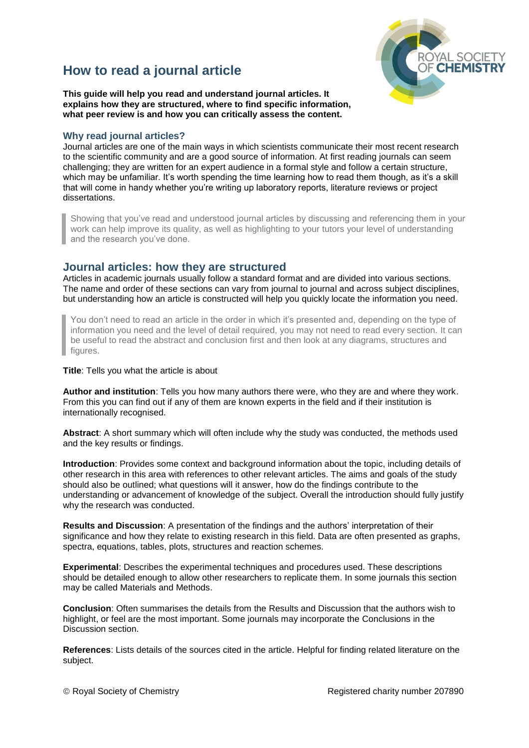# How to read a journal article

**This guide will help you read and understand journal articles. It explains how they are structured, where to find specific information, what peer review is and how you can critically assess the content.**

### Why read journal articles?

Journal articles are one of the main ways in which scientists communicate their most recent research to the scientific community and are a good source of information. At first reading journals can seem challenging; they are written for an expert audience in a formal style and follow a certain structure, which may be unfamiliar. It's worth spending the time learning how to read them though, as it's a skill that will come in handy whether you're writing up laboratory reports, literature reviews or project dissertations.

> Showing that you've read and understood journal articles by discussing and referencing them in your work can help improve its quality, as well as highlighting to your tutors your level of understanding and the research you've done.

## Journal articles: how they are structured

Articles in academic journals usually follow a standard format and are divided into various sections. The name and order of these sections can vary from journal to journal and across subject disciplines, but understanding how an article is constructed will help you quickly locate the information you need.

> You don't need to read an article in the order in which it's presented and, depending on the type of information you need and the level of detail required, you may not need to read every section. It can be useful to read the abstract and conclusion first and then look at any diagrams, structures and figures.

**Title**: Tells you what the article is about

**Author and institution**: Tells you how many authors there were, who they are and where they work. From this you can find out if any of them are known experts in the field and if their institution is internationally recognised.

**Abstract**: A short summary which will often include why the study was conducted, the methods used and the key results or findings.

**Introduction**: Provides some context and background information about the topic, including details of other research in this area with references to other relevant articles. The aims and goals of the study should also be outlined; what questions will it answer, how do the findings contribute to the understanding or advancement of knowledge of the subject. Overall the introduction should fully justify why the research was conducted.

**Results and Discussion**: A presentation of the findings and the authors' interpretation of their significance and how they relate to existing research in this field. Data are often presented as graphs, spectra, equations, tables, plots, structures and reaction schemes.

**Experimental**: Describes the experimental techniques and procedures used. These descriptions should be detailed enough to allow other researchers to replicate them. In some journals this section may be called Materials and Methods.

**Conclusion**: Often summarises the details from the Results and Discussion that the authors wish to highlight, or feel are the most important. Some journals may incorporate the Conclusions in the Discussion section.

**References**: Lists details of the sources cited in the article. Helpful for finding related literature on the subject.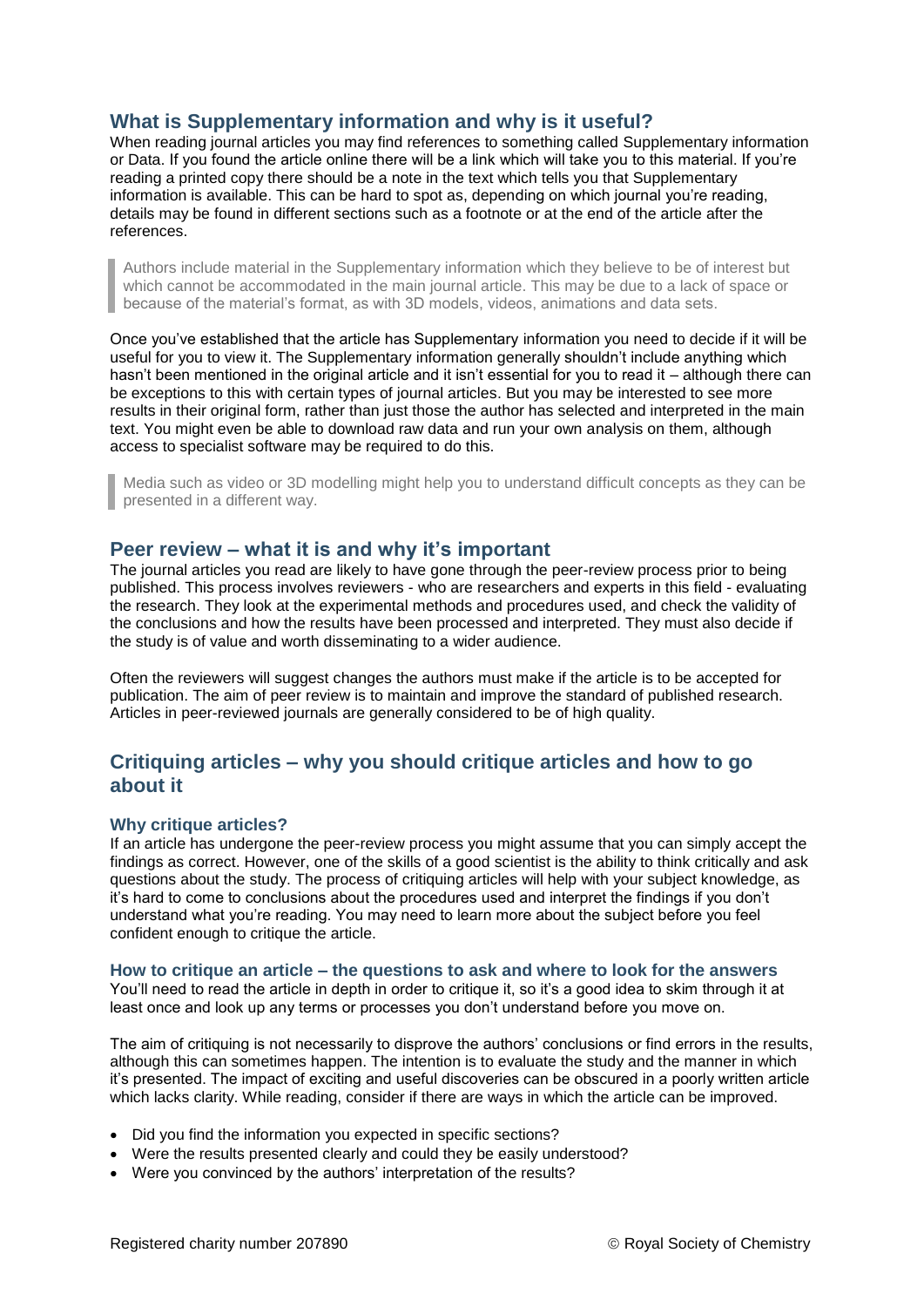## What is Supplementary information and why is it useful?

When reading journal articles you may find references to something called Supplementary information or Data. If you found the article online there will be a link which will take you to this material. If you're reading a printed copy there should be a note in the text which tells you that Supplementary information is available. This can be hard to spot as, depending on which journal you're reading, details may be found in different sections such as a footnote or at the end of the article after the references.

> Authors include material in the Supplementary information which they believe to be of interest but which cannot be accommodated in the main journal article. This may be due to a lack of space or because of the material's format, as with 3D models, videos, animations and data sets.

Once you've established that the article has Supplementary information you need to decide if it will be useful for you to view it. The Supplementary information generally shouldn't include anything which hasn't been mentioned in the original article and it isn't essential for you to read it – although there can be exceptions to this with certain types of journal articles. But you may be interested to see more results in their original form, rather than just those the author has selected and interpreted in the main text. You might even be able to download raw data and run your own analysis on them, although access to specialist software may be required to do this.

> Media such as video or 3D modelling might help you to understand difficult concepts as they can be presented in a different way.

## Peer review – what it is and why it's important

The journal articles you read are likely to have gone through the peer-review process prior to being published. This process involves reviewers - who are researchers and experts in this field - evaluating the research. They look at the experimental methods and procedures used, and check the validity of the conclusions and how the results have been processed and interpreted. They must also decide if the study is of value and worth disseminating to a wider audience.

Often the reviewers will suggest changes the authors must make if the article is to be accepted for publication. The aim of peer review is to maintain and improve the standard of published research. Articles in peer-reviewed journals are generally considered to be of high quality.

## Critiquing articles – why you should critique articles and how to go about it

### Why critique articles?

If an article has undergone the peer-review process you might assume that you can simply accept the findings as correct. However, one of the skills of a good scientist is the ability to think critically and ask questions about the study. The process of critiquing articles will help with your subject knowledge, as it's hard to come to conclusions about the procedures used and interpret the findings if you don't understand what you're reading. You may need to learn more about the subject before you feel confident enough to critique the article.

### How to critique an article – the questions to ask and where to look for the answers

You'll need to read the article in depth in order to critique it, so it's a good idea to skim through it at least once and look up any terms or processes you don't understand before you move on.

The aim of critiquing is not necessarily to disprove the authors' conclusions or find errors in the results, although this can sometimes happen. The intention is to evaluate the study and the manner in which it's presented. The impact of exciting and useful discoveries can be obscured in a poorly written article which lacks clarity. While reading, consider if there are ways in which the article can be improved.

- Did you find the information you expected in specific sections?
- Were the results presented clearly and could they be easily understood?
- Were you convinced by the authors' interpretation of the results?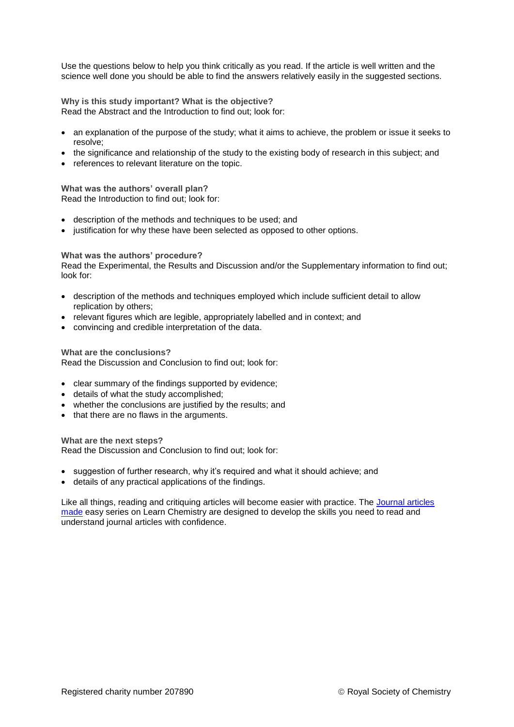Use the questions below to help you think critically as you read. If the article is well written and the science well done you should be able to find the answers relatively easily in the suggested sections.

**Why is this study important? What is the objective?**
Read the Abstract and the Introduction to find out; look for:

- an explanation of the purpose of the study; what it aims to achieve, the problem or issue it seeks to resolve;
- the significance and relationship of the study to the existing body of research in this subject; and
- references to relevant literature on the topic.

**What was the authors' overall plan?**
Read the Introduction to find out; look for:

- description of the methods and techniques to be used; and
- justification for why these have been selected as opposed to other options.

**What was the authors' procedure?**
Read the Experimental, the Results and Discussion and/or the Supplementary information to find out; look for:

- description of the methods and techniques employed which include sufficient detail to allow replication by others;
- relevant figures which are legible, appropriately labelled and in context; and
- convincing and credible interpretation of the data.

**What are the conclusions?**
Read the Discussion and Conclusion to find out; look for:

- clear summary of the findings supported by evidence;
- details of what the study accomplished;
- whether the conclusions are justified by the results; and
- that there are no flaws in the arguments.

**What are the next steps?**
Read the Discussion and Conclusion to find out; look for:

- suggestion of further research, why it's required and what it should achieve; and
- details of any practical applications of the findings.

Like all things, reading and critiquing articles will become easier with practice. The Journal articles made easy series on Learn Chemistry are designed to develop the skills you need to read and understand journal articles with confidence.